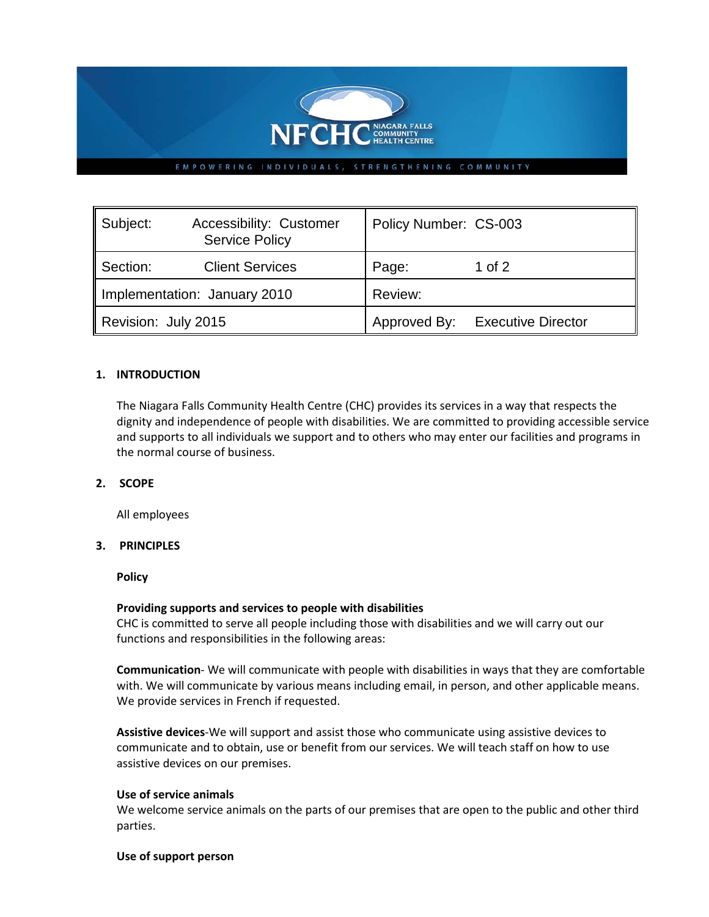NFCHC NIAGARA FALLS COMMUNITY HEALTH CENTRE

EMPOWERING INDIVIDUALS, STRENGTHENING COMMUNITY

| | |
|---|---|
| Subject: Accessibility: Customer Service Policy | Policy Number: CS-003 |
| Section: Client Services | Page: 1 of 2 |
| Implementation: January 2010 | Review: |
| Revision: July 2015 | Approved By: Executive Director |

## 1. INTRODUCTION

The Niagara Falls Community Health Centre (CHC) provides its services in a way that respects the dignity and independence of people with disabilities. We are committed to providing accessible service and supports to all individuals we support and to others who may enter our facilities and programs in the normal course of business.

## 2. SCOPE

All employees

## 3. PRINCIPLES

**Policy**

**Providing supports and services to people with disabilities**
CHC is committed to serve all people including those with disabilities and we will carry out our functions and responsibilities in the following areas:

**Communication**- We will communicate with people with disabilities in ways that they are comfortable with. We will communicate by various means including email, in person, and other applicable means. We provide services in French if requested.

**Assistive devices**-We will support and assist those who communicate using assistive devices to communicate and to obtain, use or benefit from our services. We will teach staff on how to use assistive devices on our premises.

**Use of service animals**
We welcome service animals on the parts of our premises that are open to the public and other third parties.

**Use of support person**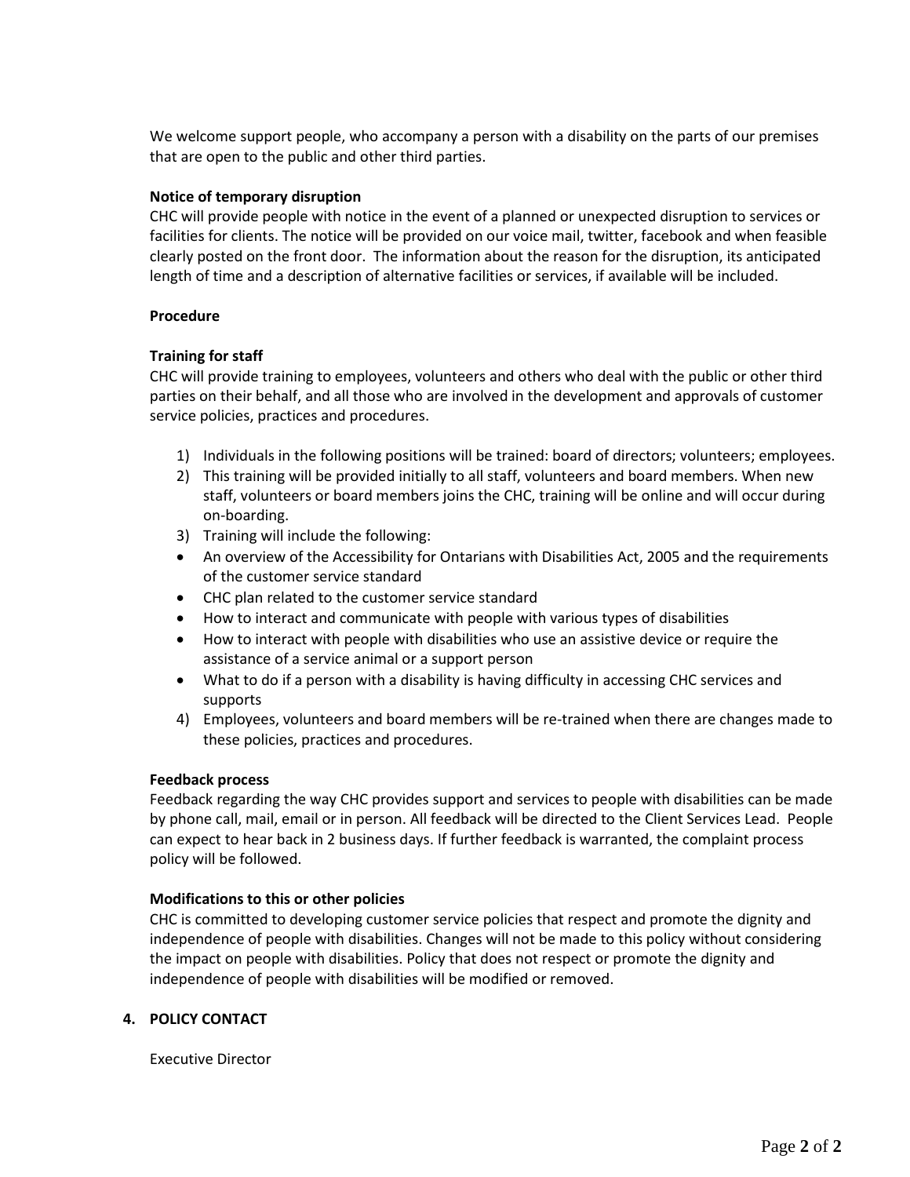We welcome support people, who accompany a person with a disability on the parts of our premises that are open to the public and other third parties.

**Notice of temporary disruption**

CHC will provide people with notice in the event of a planned or unexpected disruption to services or facilities for clients. The notice will be provided on our voice mail, twitter, facebook and when feasible clearly posted on the front door. The information about the reason for the disruption, its anticipated length of time and a description of alternative facilities or services, if available will be included.

**Procedure**

**Training for staff**

CHC will provide training to employees, volunteers and others who deal with the public or other third parties on their behalf, and all those who are involved in the development and approvals of customer service policies, practices and procedures.

1) Individuals in the following positions will be trained: board of directors; volunteers; employees.
2) This training will be provided initially to all staff, volunteers and board members. When new staff, volunteers or board members joins the CHC, training will be online and will occur during on-boarding.
3) Training will include the following:
- An overview of the Accessibility for Ontarians with Disabilities Act, 2005 and the requirements of the customer service standard
- CHC plan related to the customer service standard
- How to interact and communicate with people with various types of disabilities
- How to interact with people with disabilities who use an assistive device or require the assistance of a service animal or a support person
- What to do if a person with a disability is having difficulty in accessing CHC services and supports
4) Employees, volunteers and board members will be re-trained when there are changes made to these policies, practices and procedures.

**Feedback process**

Feedback regarding the way CHC provides support and services to people with disabilities can be made by phone call, mail, email or in person. All feedback will be directed to the Client Services Lead. People can expect to hear back in 2 business days. If further feedback is warranted, the complaint process policy will be followed.

**Modifications to this or other policies**

CHC is committed to developing customer service policies that respect and promote the dignity and independence of people with disabilities. Changes will not be made to this policy without considering the impact on people with disabilities. Policy that does not respect or promote the dignity and independence of people with disabilities will be modified or removed.

## 4. POLICY CONTACT

Executive Director